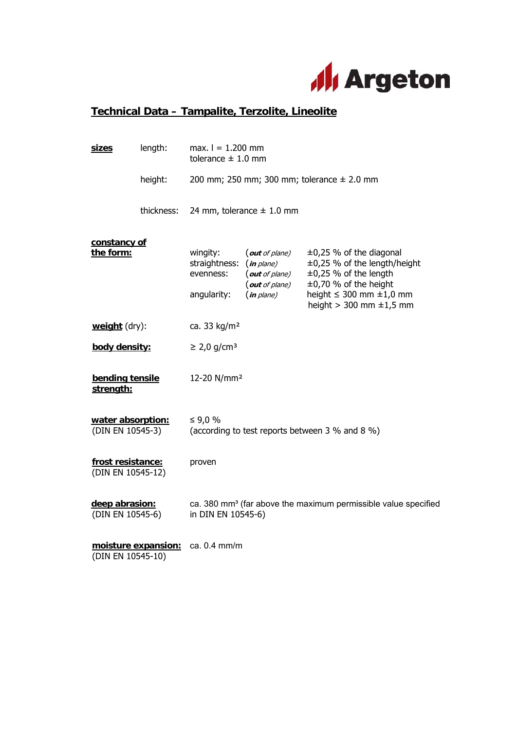Argeton

# Technical Data – Tampalite, Terzolite, Lineolite

| | | | | |
|---|---|---|---|---|
| **sizes** | length: | max. l = 1.200 mm<br>tolerance ± 1.0 mm | | |
| | height: | 200 mm; 250 mm; 300 mm; tolerance ± 2.0 mm | | |
| | thickness: | 24 mm, tolerance ± 1.0 mm | | |
| **constancy of the form:** | | wingity: | (***out** of plane*) | ±0,25 % of the diagonal |
| | | straightness: | (***in** plane*) | ±0,25 % of the length/height |
| | | evenness: | (***out** of plane*) | ±0,25 % of the length |
| | | | (***out** of plane*) | ±0,70 % of the height |
| | | angularity: | (***in** plane*) | height ≤ 300 mm ±1,0 mm<br>height > 300 mm ±1,5 mm |

**weight** (dry): ca. 33 kg/m²

**body density:** ≥ 2,0 g/cm³

**bending tensile strength:** 12-20 N/mm²

**water absorption:** (DIN EN 10545-3)
≤ 9,0 %
(according to test reports between 3 % and 8 %)

**frost resistance:** (DIN EN 10545-12)
proven

**deep abrasion:** (DIN EN 10545-6)
ca. 380 mm³ (far above the maximum permissible value specified in DIN EN 10545-6)

**moisture expansion:** (DIN EN 10545-10)
ca. 0.4 mm/m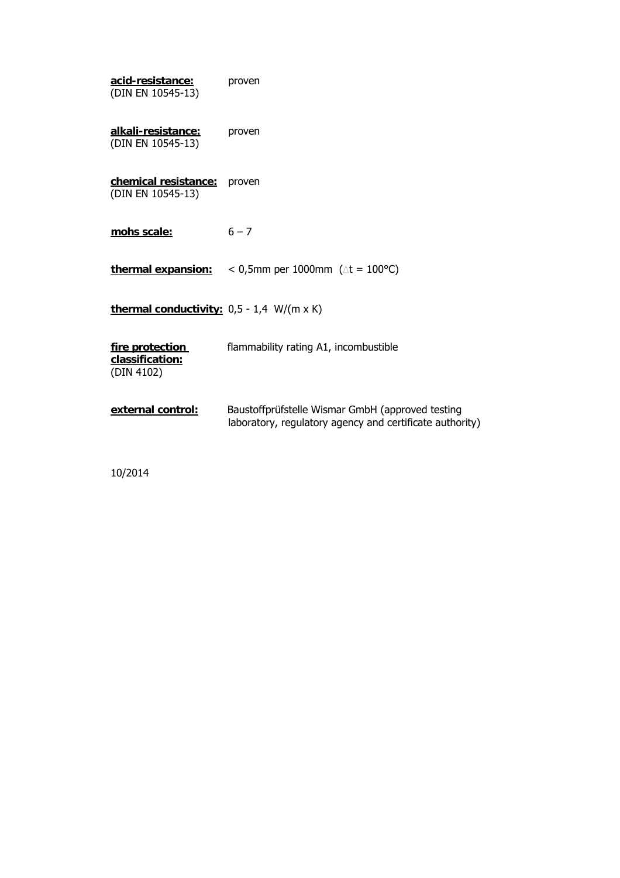**acid-resistance:** proven
(DIN EN 10545-13)

**alkali-resistance:** proven
(DIN EN 10545-13)

**chemical resistance:** proven
(DIN EN 10545-13)

**mohs scale:** 6 – 7

**thermal expansion:** < 0,5mm per 1000mm ($\Delta t$ = 100°C)

**thermal conductivity:** 0,5 - 1,4 W/(m x K)

**fire protection classification:** flammability rating A1, incombustible
(DIN 4102)

**external control:** Baustoffprüfstelle Wismar GmbH (approved testing laboratory, regulatory agency and certificate authority)

10/2014